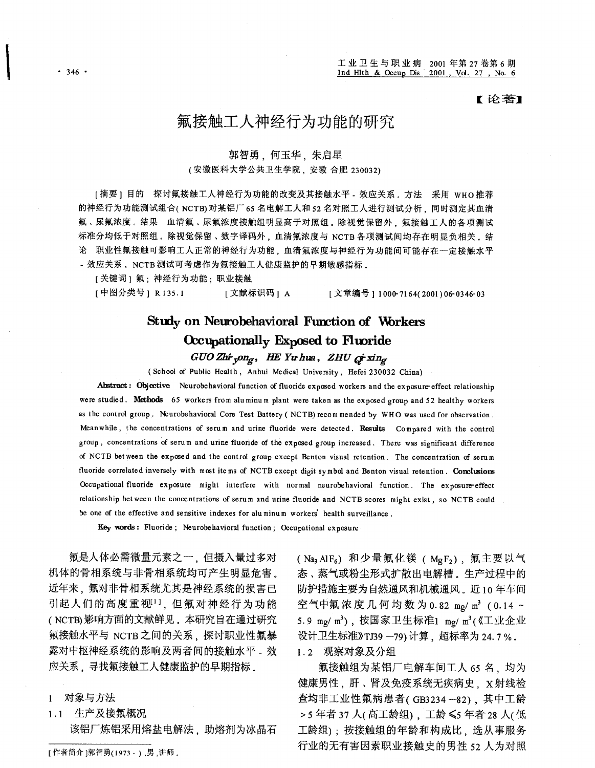【论著】

# 氟接触工人神经行为功能的研究

郭智勇，何玉华，朱启星

（安徽医科大学公共卫生学院，安徽 合肥 230032）

[摘要] 目的　探讨氟接触工人神经行为功能的改变及其接触水平-效应关系．方法　采用 WHO推荐的神经行为功能测试组合( NCTB)对某铝厂65名电解工人和52名对照工人进行测试分析，同时测定其血清氟、尿氟浓度．结果　血清氟、尿氟浓度接触组明显高于对照组．除视觉保留外，氟接触工人的各项测试标准分均低于对照组．除视觉保留、数字译码外，血清氟浓度与 NCTB 各项测试间均存在明显负相关．结论　职业性氟接触可影响工人正常的神经行为功能，血清氟浓度与神经行为功能间可能存在一定接触水平-效应关系．NCTB测试可考虑作为氟接触工人健康监护的早期敏感指标．

[关键词] 氟；神经行为功能；职业接触

[中图分类号] R135.1　　[文献标识码] A　　[文章编号] 1000-7164(2001)06-0346-03

# Study on Neurobehavioral Function of Workers Occupationally Exposed to Fluoride

*GUO Zhi-yong, HE Yu-hua, ZHU Qi-xing*

(School of Public Health, Anhui Medical University, Hefei 230032 China)

**Abstract: Objective**　Neurobehavioral function of fluoride exposed workers and the exposure-effect relationship were studied. **Methods**　65 workers from aluminum plant were taken as the exposed group and 52 healthy workers as the control group. Neurobehavioral Core Test Battery (NCTB) recommended by WHO was used for observation. Meanwhile, the concentrations of serum and urine fluoride were detected. **Results**　Compared with the control group, concentrations of serum and urine fluoride of the exposed group increased. There was significant difference of NCTB between the exposed and the control group except Benton visual retention. The concentration of serum fluoride correlated inversely with most items of NCTB except digit symbol and Benton visual retention. **Conclusions**　Occupational fluoride exposure might interfere with normal neurobehavioral function. The exposure-effect relationship between the concentrations of serum and urine fluoride and NCTB scores might exist, so NCTB could be one of the effective and sensitive indexes for aluminum workers' health surveillance.

**Key words:** Fluoride; Neurobehavioral function; Occupational exposure

氟是人体必需微量元素之一，但摄入量过多对机体的骨相系统与非骨相系统均可产生明显危害．近年来，氟对非骨相系统尤其是神经系统的损害已引起人们的高度重视[1]，但氟对神经行为功能( NCTB)影响方面的文献鲜见．本研究旨在通过研究氟接触水平与 NCTB之间的关系，探讨职业性氟暴露对中枢神经系统的影响及两者间的接触水平-效应关系，寻找氟接触工人健康监护的早期指标．

## 1　对象与方法

### 1.1　生产及接氟概况

该铝厂炼铝采用熔盐电解法，助熔剂为冰晶石( $Na_3AlF_6$) 和少量氟化镁 ( $MgF_2$)，氟主要以气态、蒸气或粉尘形式扩散出电解槽．生产过程中的防护措施主要为自然通风和机械通风．近10年车间空气中氟浓度几何均数为0.82 mg/ $m^3$ (0.14 ~ 5.9 mg/ $m^3$)，按国家卫生标准1 mg/ $m^3$(《工业企业设计卫生标准》TJ39-79)计算，超标率为24.7%．

### 1.2　观察对象及分组

氟接触组为某铝厂电解车间工人65名，均为健康男性，肝、肾及免疫系统无疾病史，X射线检查均非工业性氟病患者( GB3234-82)，其中工龄>5年者37人(高工龄组)，工龄≤5年者28人(低工龄组)；按接触组的年龄和构成比，选从事服务行业的无有害因素职业接触史的男性52人为对照

[作者简介]郭智勇(1973-)，男，讲师．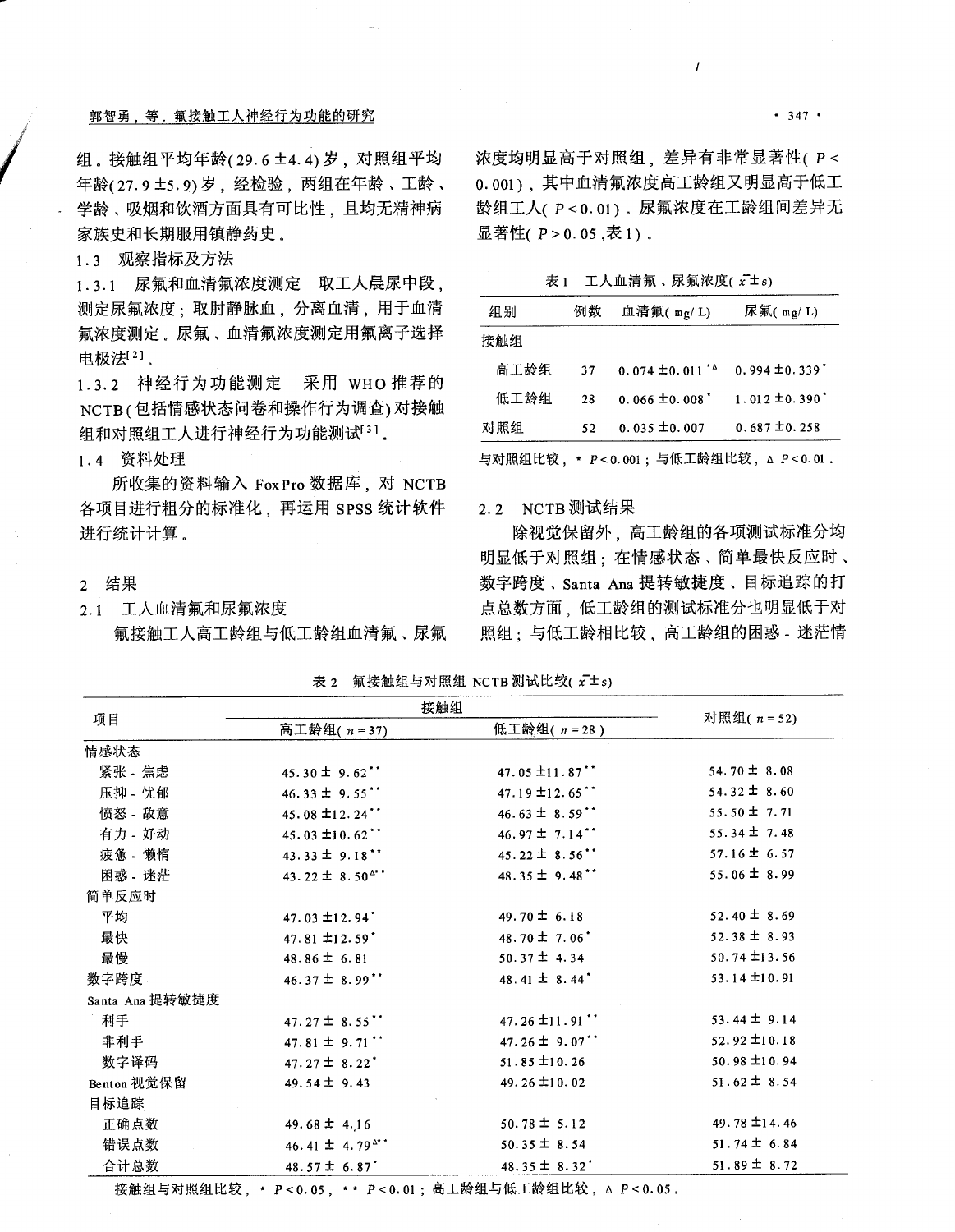组。接触组平均年龄(29.6±4.4)岁，对照组平均年龄(27.9±5.9)岁，经检验，两组在年龄、工龄、学龄、吸烟和饮酒方面具有可比性，且均无精神病家族史和长期服用镇静药史。

### 1.3 观察指标及方法

1.3.1 尿氟和血清氟浓度测定　取工人晨尿中段，测定尿氟浓度；取肘静脉血，分离血清，用于血清氟浓度测定。尿氟、血清氟浓度测定用氟离子选择电极法[2]。

1.3.2 神经行为功能测定　采用 WHO 推荐的 NCTB(包括情感状态问卷和操作行为调查)对接触组和对照组工人进行神经行为功能测试[3]。

### 1.4 资料处理

所收集的资料输入 FoxPro 数据库，对 NCTB 各项目进行粗分的标准化，再运用 SPSS 统计软件进行统计计算。

## 2 结果

### 2.1 工人血清氟和尿氟浓度

氟接触工人高工龄组与低工龄组血清氟、尿氟浓度均明显高于对照组，差异有非常显著性($P<0.001$)，其中血清氟浓度高工龄组又明显高于低工龄组工人($P<0.01$)。尿氟浓度在工龄组间差异无显著性($P>0.05$,表1)。

表1　工人血清氟、尿氟浓度($\bar{x}\pm s$)

| 组别 | 例数 | 血清氟(mg/L) | 尿氟(mg/L) |
|---|---|---|---|
| 接触组 | | | |
| 高工龄组 | 37 | 0.074±0.011*△ | 0.994±0.339* |
| 低工龄组 | 28 | 0.066±0.008* | 1.012±0.390* |
| 对照组 | 52 | 0.035±0.007 | 0.687±0.258 |

与对照组比较，* $P<0.001$；与低工龄组比较，△ $P<0.01$。

### 2.2 NCTB 测试结果

除视觉保留外，高工龄组的各项测试标准分均明显低于对照组；在情感状态、简单最快反应时、数字跨度、Santa Ana 提转敏捷度、目标追踪的打点总数方面，低工龄组的测试标准分也明显低于对照组；与低工龄相比较，高工龄组的困惑-迷茫情

表2　氟接触组与对照组 NCTB 测试比较($\bar{x}\pm s$)

| 项目 | 接触组 | | 对照组($n=52$) |
|---|---|---|---|
| | 高工龄组($n=37$) | 低工龄组($n=28$) | |
| 情感状态 | | | |
| 紧张-焦虑 | 45.30±9.62** | 47.05±11.87** | 54.70±8.08 |
| 压抑-忧郁 | 46.33±9.55** | 47.19±12.65** | 54.32±8.60 |
| 愤怒-敌意 | 45.08±12.24** | 46.63±8.59** | 55.50±7.71 |
| 有力-好动 | 45.03±10.62** | 46.97±7.14** | 55.34±7.48 |
| 疲惫-懒惰 | 43.33±9.18** | 45.22±8.56** | 57.16±6.57 |
| 困惑-迷茫 | 43.22±8.50△** | 48.35±9.48** | 55.06±8.99 |
| 简单反应时 | | | |
| 平均 | 47.03±12.94* | 49.70±6.18 | 52.40±8.69 |
| 最快 | 47.81±12.59* | 48.70±7.06* | 52.38±8.93 |
| 最慢 | 48.86±6.81 | 50.37±4.34 | 50.74±13.56 |
| 数字跨度 | 46.37±8.99** | 48.41±8.44* | 53.14±10.91 |
| Santa Ana 提转敏捷度 | | | |
| 利手 | 47.27±8.55** | 47.26±11.91** | 53.44±9.14 |
| 非利手 | 47.81±9.71** | 47.26±9.07** | 52.92±10.18 |
| 数字译码 | 47.27±8.22* | 51.85±10.26 | 50.98±10.94 |
| Benton 视觉保留 | 49.54±9.43 | 49.26±10.02 | 51.62±8.54 |
| 目标追踪 | | | |
| 正确点数 | 49.68±4.16 | 50.78±5.12 | 49.78±14.46 |
| 错误点数 | 46.41±4.79△** | 50.35±8.54 | 51.74±6.84 |
| 合计总数 | 48.57±6.87* | 48.35±8.32* | 51.89±8.72 |

接触组与对照组比较，* $P<0.05$，** $P<0.01$；高工龄组与低工龄组比较，△ $P<0.05$。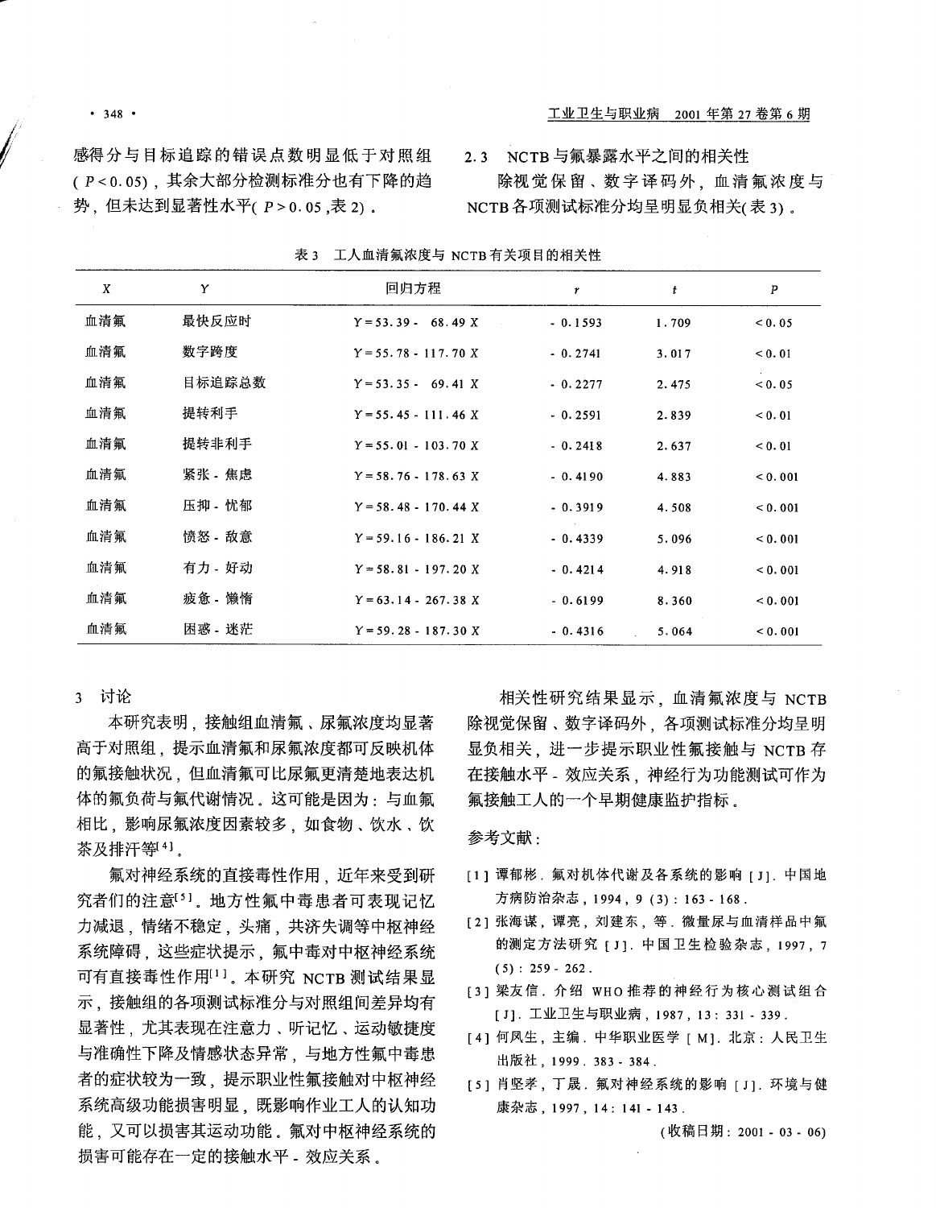感得分与目标追踪的错误点数明显低于对照组($P<0.05$)，其余大部分检测标准分也有下降的趋势，但未达到显著性水平($P>0.05$，表2)。

### 2.3 NCTB与氟暴露水平之间的相关性

除视觉保留、数字译码外，血清氟浓度与NCTB各项测试标准分均呈明显负相关(表3)。

表3 工人血清氟浓度与NCTB有关项目的相关性

| X | Y | 回归方程 | r | t | P |
|---|---|---|---|---|---|
| 血清氟 | 最快反应时 | $Y=53.39-68.49X$ | -0.1593 | 1.709 | <0.05 |
| 血清氟 | 数字跨度 | $Y=55.78-117.70X$ | -0.2741 | 3.017 | <0.01 |
| 血清氟 | 目标追踪总数 | $Y=53.35-69.41X$ | -0.2277 | 2.475 | <0.05 |
| 血清氟 | 提转利手 | $Y=55.45-111.46X$ | -0.2591 | 2.839 | <0.01 |
| 血清氟 | 提转非利手 | $Y=55.01-103.70X$ | -0.2418 | 2.637 | <0.01 |
| 血清氟 | 紧张-焦虑 | $Y=58.76-178.63X$ | -0.4190 | 4.883 | <0.001 |
| 血清氟 | 压抑-忧郁 | $Y=58.48-170.44X$ | -0.3919 | 4.508 | <0.001 |
| 血清氟 | 愤怒-敌意 | $Y=59.16-186.21X$ | -0.4339 | 5.096 | <0.001 |
| 血清氟 | 有力-好动 | $Y=58.81-197.20X$ | -0.4214 | 4.918 | <0.001 |
| 血清氟 | 疲惫-懒惰 | $Y=63.14-267.38X$ | -0.6199 | 8.360 | <0.001 |
| 血清氟 | 困惑-迷茫 | $Y=59.28-187.30X$ | -0.4316 | 5.064 | <0.001 |

## 3 讨论

本研究表明，接触组血清氟、尿氟浓度均显著高于对照组，提示血清氟和尿氟浓度都可反映机体的氟接触状况，但血清氟可比尿氟更清楚地表达机体的氟负荷与氟代谢情况。这可能是因为：与血氟相比，影响尿氟浓度因素较多，如食物、饮水、饮茶及排汗等[4]。

氟对神经系统的直接毒性作用，近年来受到研究者们的注意[5]。地方性氟中毒患者可表现记忆力减退，情绪不稳定，头痛，共济失调等中枢神经系统障碍，这些症状提示，氟中毒对中枢神经系统可有直接毒性作用[1]。本研究NCTB测试结果显示，接触组的各项测试标准分与对照组间差异均有显著性，尤其表现在注意力、听记忆、运动敏捷度与准确性下降及情感状态异常，与地方性氟中毒患者的症状较为一致，提示职业性氟接触对中枢神经系统高级功能损害明显，既影响作业工人的认知功能，又可以损害其运动功能。氟对中枢神经系统的损害可能存在一定的接触水平-效应关系。

相关性研究结果显示，血清氟浓度与NCTB除视觉保留、数字译码外，各项测试标准分均呈明显负相关，进一步提示职业性氟接触与NCTB存在接触水平-效应关系，神经行为功能测试可作为氟接触工人的一个早期健康监护指标。

参考文献：

[1] 谭郁彬．氟对机体代谢及各系统的影响[J]．中国地方病防治杂志，1994，9(3)：163-168．

[2] 张海谋，谭亮，刘建东，等．微量尿与血清样品中氟的测定方法研究[J]．中国卫生检验杂志，1997，7(5)：259-262．

[3] 梁友信．介绍WHO推荐的神经行为核心测试组合[J]．工业卫生与职业病，1987，13：331-339．

[4] 何凤生，主编．中华职业医学[M]．北京：人民卫生出版社，1999．383-384．

[5] 肖坚孝，丁晟．氟对神经系统的影响[J]．环境与健康杂志，1997，14：141-143．

(收稿日期：2001-03-06)